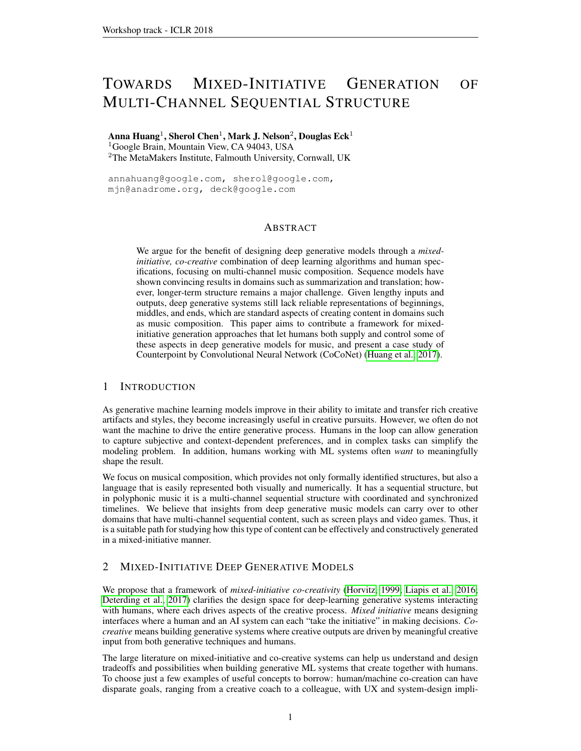# Towards Mixed-Initiative Generation of Multi-Channel Sequential Structure

**Anna Huang**[1], **Sherol Chen**[1], **Mark J. Nelson**[2], **Douglas Eck**[1]
[1]Google Brain, Mountain View, CA 94043, USA
[2]The MetaMakers Institute, Falmouth University, Cornwall, UK

annahuang@google.com, sherol@google.com,
mjn@anadrome.org, deck@google.com

## Abstract

We argue for the benefit of designing deep generative models through a *mixed-initiative, co-creative* combination of deep learning algorithms and human specifications, focusing on multi-channel music composition. Sequence models have shown convincing results in domains such as summarization and translation; however, longer-term structure remains a major challenge. Given lengthy inputs and outputs, deep generative systems still lack reliable representations of beginnings, middles, and ends, which are standard aspects of creating content in domains such as music composition. This paper aims to contribute a framework for mixed-initiative generation approaches that let humans both supply and control some of these aspects in deep generative models for music, and present a case study of Counterpoint by Convolutional Neural Network (CoCoNet) (Huang et al., 2017).

## 1 Introduction

As generative machine learning models improve in their ability to imitate and transfer rich creative artifacts and styles, they become increasingly useful in creative pursuits. However, we often do not want the machine to drive the entire generative process. Humans in the loop can allow generation to capture subjective and context-dependent preferences, and in complex tasks can simplify the modeling problem. In addition, humans working with ML systems often *want* to meaningfully shape the result.

We focus on musical composition, which provides not only formally identified structures, but also a language that is easily represented both visually and numerically. It has a sequential structure, but in polyphonic music it is a multi-channel sequential structure with coordinated and synchronized timelines. We believe that insights from deep generative music models can carry over to other domains that have multi-channel sequential content, such as screen plays and video games. Thus, it is a suitable path for studying how this type of content can be effectively and constructively generated in a mixed-initiative manner.

## 2 Mixed-Initiative Deep Generative Models

We propose that a framework of *mixed-initiative co-creativity* (Horvitz, 1999; Liapis et al., 2016; Deterding et al., 2017) clarifies the design space for deep-learning generative systems interacting with humans, where each drives aspects of the creative process. *Mixed initiative* means designing interfaces where a human and an AI system can each "take the initiative" in making decisions. *Co-creative* means building generative systems where creative outputs are driven by meaningful creative input from both generative techniques and humans.

The large literature on mixed-initiative and co-creative systems can help us understand and design tradeoffs and possibilities when building generative ML systems that create together with humans. To choose just a few examples of useful concepts to borrow: human/machine co-creation can have disparate goals, ranging from a creative coach to a colleague, with UX and system-design impli-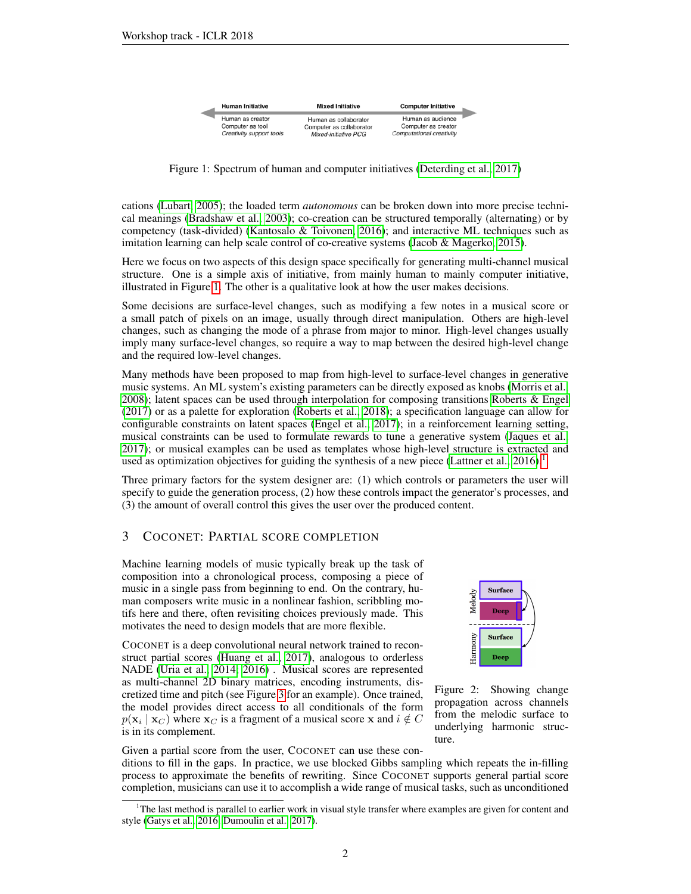Figure 1: Spectrum of human and computer initiatives (Deterding et al., 2017)

cations (Lubart, 2005); the loaded term *autonomous* can be broken down into more precise technical meanings (Bradshaw et al., 2003); co-creation can be structured temporally (alternating) or by competency (task-divided) (Kantosalo & Toivonen, 2016); and interactive ML techniques such as imitation learning can help scale control of co-creative systems (Jacob & Magerko, 2015).

Here we focus on two aspects of this design space specifically for generating multi-channel musical structure. One is a simple axis of initiative, from mainly human to mainly computer initiative, illustrated in Figure 1. The other is a qualitative look at how the user makes decisions.

Some decisions are surface-level changes, such as modifying a few notes in a musical score or a small patch of pixels on an image, usually through direct manipulation. Others are high-level changes, such as changing the mode of a phrase from major to minor. High-level changes usually imply many surface-level changes, so require a way to map between the desired high-level change and the required low-level changes.

Many methods have been proposed to map from high-level to surface-level changes in generative music systems. An ML system's existing parameters can be directly exposed as knobs (Morris et al., 2008); latent spaces can be used through interpolation for composing transitions Roberts & Engel (2017) or as a palette for exploration (Roberts et al., 2018); a specification language can allow for configurable constraints on latent spaces (Engel et al., 2017); in a reinforcement learning setting, musical constraints can be used to formulate rewards to tune a generative system (Jaques et al., 2017); or musical examples can be used as templates whose high-level structure is extracted and used as optimization objectives for guiding the synthesis of a new piece (Lattner et al., 2016).[1]

Three primary factors for the system designer are: (1) which controls or parameters the user will specify to guide the generation process, (2) how these controls impact the generator's processes, and (3) the amount of overall control this gives the user over the produced content.

## 3 COCONET: PARTIAL SCORE COMPLETION

Machine learning models of music typically break up the task of composition into a chronological process, composing a piece of music in a single pass from beginning to end. On the contrary, human composers write music in a nonlinear fashion, scribbling motifs here and there, often revisiting choices previously made. This motivates the need to design models that are more flexible.

COCONET is a deep convolutional neural network trained to reconstruct partial scores (Huang et al., 2017), analogous to orderless NADE (Uria et al., 2014; 2016) . Musical scores are represented as multi-channel 2D binary matrices, encoding instruments, discretized time and pitch (see Figure 3 for an example). Once trained, the model provides direct access to all conditionals of the form $p(\mathbf{x}_i \mid \mathbf{x}_C)$ where $\mathbf{x}_C$ is a fragment of a musical score $\mathbf{x}$ and $i \notin C$ is in its complement.

Figure 2: Showing change propagation across channels from the melodic surface to underlying harmonic structure.

Given a partial score from the user, COCONET can use these conditions to fill in the gaps. In practice, we use blocked Gibbs sampling which repeats the in-filling process to approximate the benefits of rewriting. Since COCONET supports general partial score completion, musicians can use it to accomplish a wide range of musical tasks, such as unconditioned

[1] The last method is parallel to earlier work in visual style transfer where examples are given for content and style (Gatys et al., 2016; Dumoulin et al., 2017).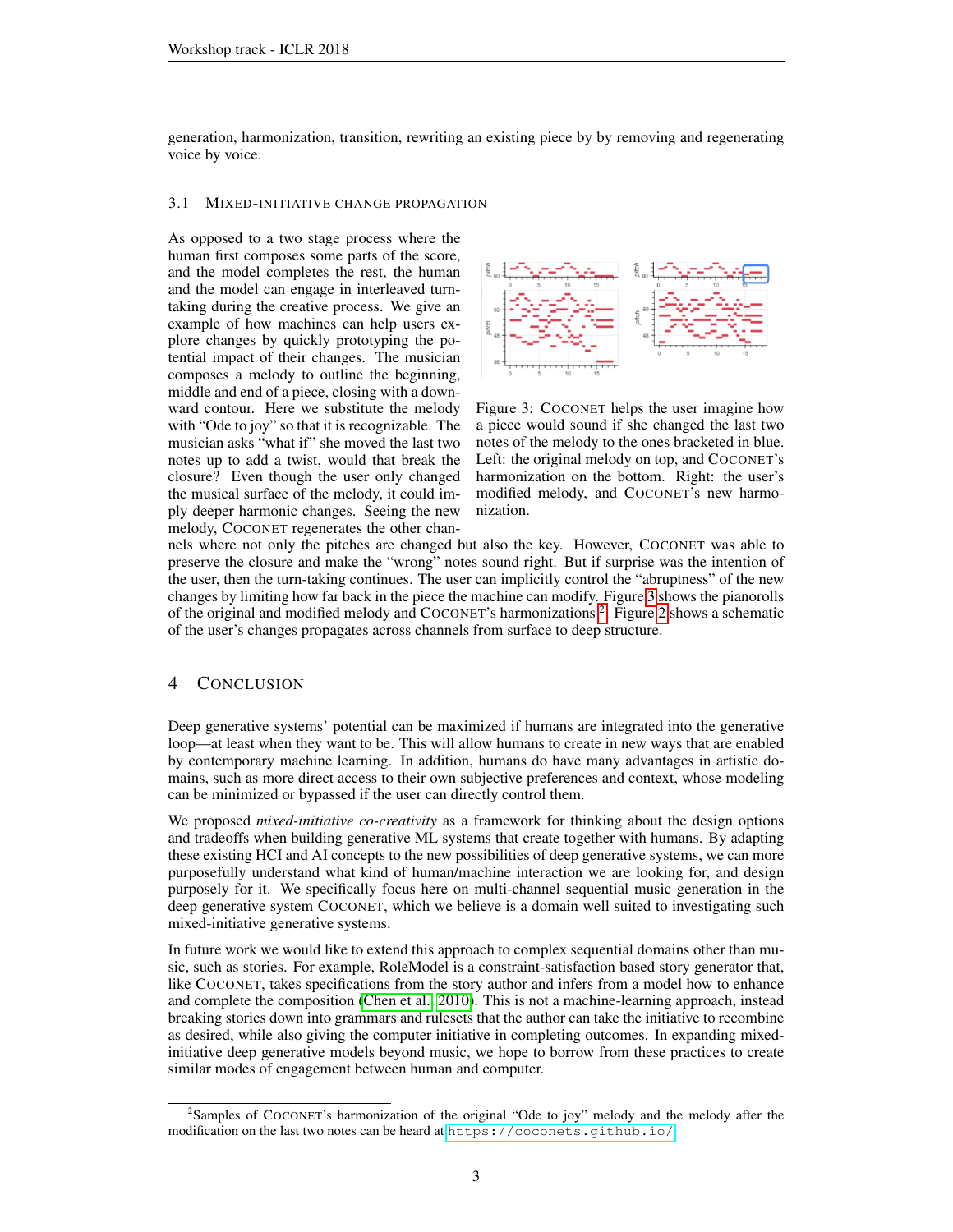generation, harmonization, transition, rewriting an existing piece by by removing and regenerating voice by voice.

### 3.1 Mixed-initiative change propagation

As opposed to a two stage process where the human first composes some parts of the score, and the model completes the rest, the human and the model can engage in interleaved turn-taking during the creative process. We give an example of how machines can help users explore changes by quickly prototyping the potential impact of their changes. The musician composes a melody to outline the beginning, middle and end of a piece, closing with a downward contour. Here we substitute the melody with "Ode to joy" so that it is recognizable. The musician asks "what if" she moved the last two notes up to add a twist, would that break the closure? Even though the user only changed the musical surface of the melody, it could imply deeper harmonic changes. Seeing the new melody, COCONET regenerates the other channels where not only the pitches are changed but also the key. However, COCONET was able to preserve the closure and make the "wrong" notes sound right. But if surprise was the intention of the user, then the turn-taking continues. The user can implicitly control the "abruptness" of the new changes by limiting how far back in the piece the machine can modify. Figure 3 shows the pianorolls of the original and modified melody and COCONET's harmonizations[2]. Figure 2 shows a schematic of the user's changes propagates across channels from surface to deep structure.

Figure 3: COCONET helps the user imagine how a piece would sound if she changed the last two notes of the melody to the ones bracketed in blue. Left: the original melody on top, and COCONET's harmonization on the bottom. Right: the user's modified melody, and COCONET's new harmonization.

## 4 Conclusion

Deep generative systems' potential can be maximized if humans are integrated into the generative loop—at least when they want to be. This will allow humans to create in new ways that are enabled by contemporary machine learning. In addition, humans do have many advantages in artistic domains, such as more direct access to their own subjective preferences and context, whose modeling can be minimized or bypassed if the user can directly control them.

We proposed *mixed-initiative co-creativity* as a framework for thinking about the design options and tradeoffs when building generative ML systems that create together with humans. By adapting these existing HCI and AI concepts to the new possibilities of deep generative systems, we can more purposefully understand what kind of human/machine interaction we are looking for, and design purposely for it. We specifically focus here on multi-channel sequential music generation in the deep generative system COCONET, which we believe is a domain well suited to investigating such mixed-initiative generative systems.

In future work we would like to extend this approach to complex sequential domains other than music, such as stories. For example, RoleModel is a constraint-satisfaction based story generator that, like COCONET, takes specifications from the story author and infers from a model how to enhance and complete the composition (Chen et al., 2010). This is not a machine-learning approach, instead breaking stories down into grammars and rulesets that the author can take the initiative to recombine as desired, while also giving the computer initiative in completing outcomes. In expanding mixed-initiative deep generative models beyond music, we hope to borrow from these practices to create similar modes of engagement between human and computer.

[2] Samples of COCONET's harmonization of the original "Ode to joy" melody and the melody after the modification on the last two notes can be heard at https://coconets.github.io/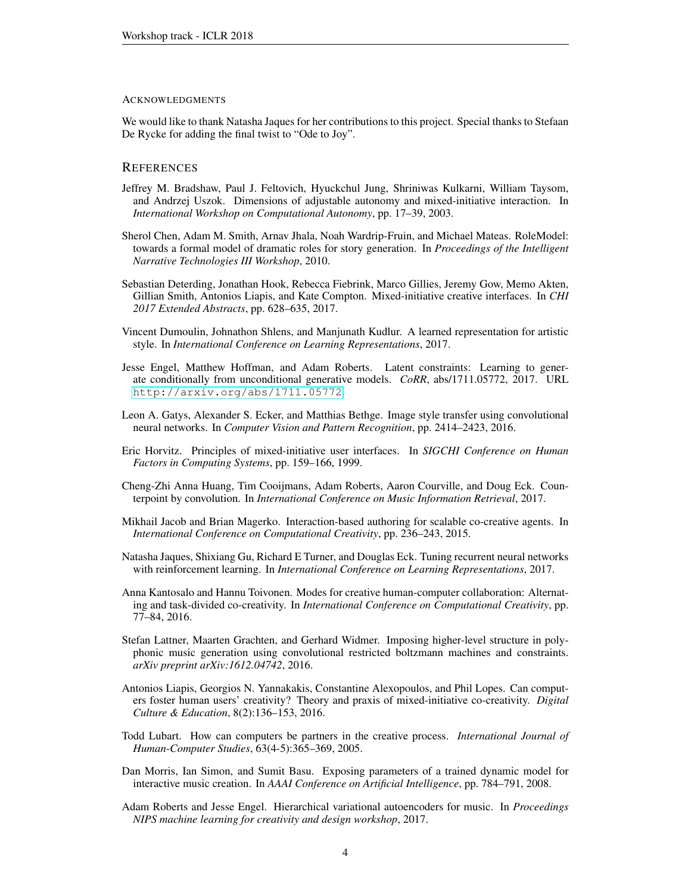#### Acknowledgments

We would like to thank Natasha Jaques for her contributions to this project. Special thanks to Stefaan De Rycke for adding the final twist to "Ode to Joy".

## References

Jeffrey M. Bradshaw, Paul J. Feltovich, Hyuckchul Jung, Shriniwas Kulkarni, William Taysom, and Andrzej Uszok. Dimensions of adjustable autonomy and mixed-initiative interaction. In *International Workshop on Computational Autonomy*, pp. 17–39, 2003.

Sherol Chen, Adam M. Smith, Arnav Jhala, Noah Wardrip-Fruin, and Michael Mateas. RoleModel: towards a formal model of dramatic roles for story generation. In *Proceedings of the Intelligent Narrative Technologies III Workshop*, 2010.

Sebastian Deterding, Jonathan Hook, Rebecca Fiebrink, Marco Gillies, Jeremy Gow, Memo Akten, Gillian Smith, Antonios Liapis, and Kate Compton. Mixed-initiative creative interfaces. In *CHI 2017 Extended Abstracts*, pp. 628–635, 2017.

Vincent Dumoulin, Johnathon Shlens, and Manjunath Kudlur. A learned representation for artistic style. In *International Conference on Learning Representations*, 2017.

Jesse Engel, Matthew Hoffman, and Adam Roberts. Latent constraints: Learning to generate conditionally from unconditional generative models. *CoRR*, abs/1711.05772, 2017. URL http://arxiv.org/abs/1711.05772.

Leon A. Gatys, Alexander S. Ecker, and Matthias Bethge. Image style transfer using convolutional neural networks. In *Computer Vision and Pattern Recognition*, pp. 2414–2423, 2016.

Eric Horvitz. Principles of mixed-initiative user interfaces. In *SIGCHI Conference on Human Factors in Computing Systems*, pp. 159–166, 1999.

Cheng-Zhi Anna Huang, Tim Cooijmans, Adam Roberts, Aaron Courville, and Doug Eck. Counterpoint by convolution. In *International Conference on Music Information Retrieval*, 2017.

Mikhail Jacob and Brian Magerko. Interaction-based authoring for scalable co-creative agents. In *International Conference on Computational Creativity*, pp. 236–243, 2015.

Natasha Jaques, Shixiang Gu, Richard E Turner, and Douglas Eck. Tuning recurrent neural networks with reinforcement learning. In *International Conference on Learning Representations*, 2017.

Anna Kantosalo and Hannu Toivonen. Modes for creative human-computer collaboration: Alternating and task-divided co-creativity. In *International Conference on Computational Creativity*, pp. 77–84, 2016.

Stefan Lattner, Maarten Grachten, and Gerhard Widmer. Imposing higher-level structure in polyphonic music generation using convolutional restricted boltzmann machines and constraints. *arXiv preprint arXiv:1612.04742*, 2016.

Antonios Liapis, Georgios N. Yannakakis, Constantine Alexopoulos, and Phil Lopes. Can computers foster human users' creativity? Theory and praxis of mixed-initiative co-creativity. *Digital Culture & Education*, 8(2):136–153, 2016.

Todd Lubart. How can computers be partners in the creative process. *International Journal of Human-Computer Studies*, 63(4-5):365–369, 2005.

Dan Morris, Ian Simon, and Sumit Basu. Exposing parameters of a trained dynamic model for interactive music creation. In *AAAI Conference on Artificial Intelligence*, pp. 784–791, 2008.

Adam Roberts and Jesse Engel. Hierarchical variational autoencoders for music. In *Proceedings NIPS machine learning for creativity and design workshop*, 2017.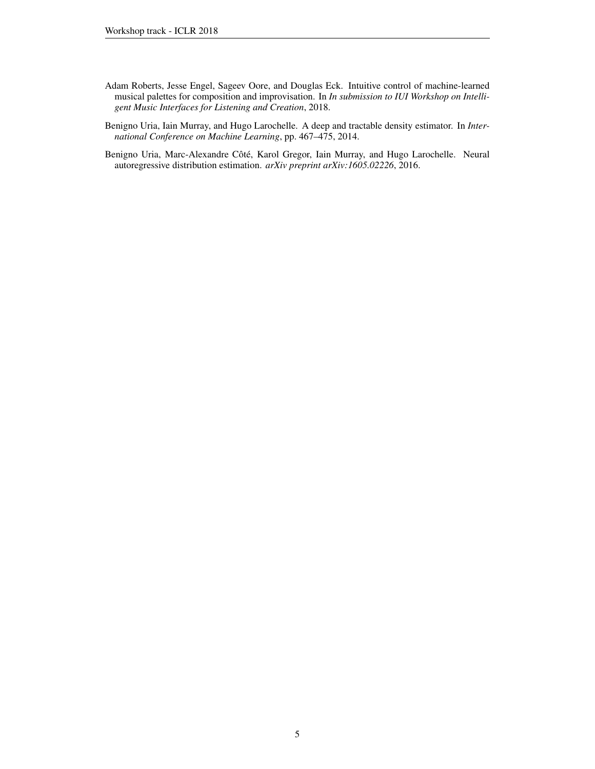Adam Roberts, Jesse Engel, Sageev Oore, and Douglas Eck. Intuitive control of machine-learned musical palettes for composition and improvisation. In *In submission to IUI Workshop on Intelligent Music Interfaces for Listening and Creation*, 2018.

Benigno Uria, Iain Murray, and Hugo Larochelle. A deep and tractable density estimator. In *International Conference on Machine Learning*, pp. 467–475, 2014.

Benigno Uria, Marc-Alexandre Côté, Karol Gregor, Iain Murray, and Hugo Larochelle. Neural autoregressive distribution estimation. *arXiv preprint arXiv:1605.02226*, 2016.